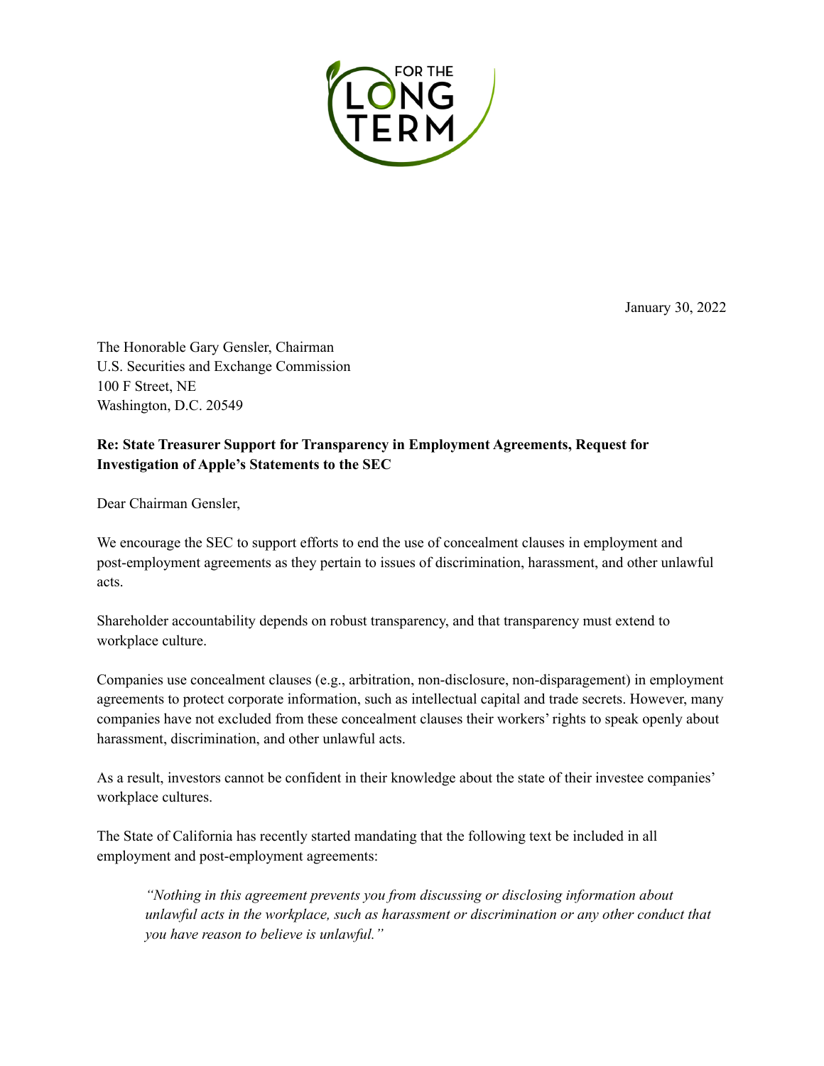FOR THE LONG TERM

January 30, 2022

The Honorable Gary Gensler, Chairman
U.S. Securities and Exchange Commission
100 F Street, NE
Washington, D.C. 20549

**Re: State Treasurer Support for Transparency in Employment Agreements, Request for Investigation of Apple's Statements to the SEC**

Dear Chairman Gensler,

We encourage the SEC to support efforts to end the use of concealment clauses in employment and post-employment agreements as they pertain to issues of discrimination, harassment, and other unlawful acts.

Shareholder accountability depends on robust transparency, and that transparency must extend to workplace culture.

Companies use concealment clauses (e.g., arbitration, non-disclosure, non-disparagement) in employment agreements to protect corporate information, such as intellectual capital and trade secrets. However, many companies have not excluded from these concealment clauses their workers' rights to speak openly about harassment, discrimination, and other unlawful acts.

As a result, investors cannot be confident in their knowledge about the state of their investee companies' workplace cultures.

The State of California has recently started mandating that the following text be included in all employment and post-employment agreements:

> *"Nothing in this agreement prevents you from discussing or disclosing information about unlawful acts in the workplace, such as harassment or discrimination or any other conduct that you have reason to believe is unlawful."*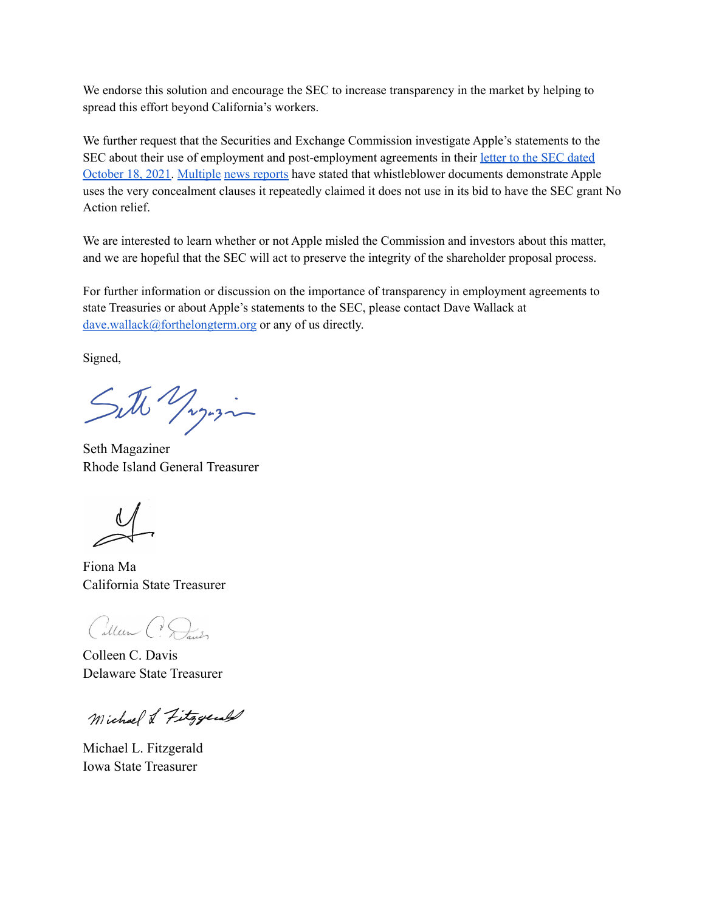We endorse this solution and encourage the SEC to increase transparency in the market by helping to spread this effort beyond California's workers.

We further request that the Securities and Exchange Commission investigate Apple's statements to the SEC about their use of employment and post-employment agreements in their letter to the SEC dated October 18, 2021. Multiple news reports have stated that whistleblower documents demonstrate Apple uses the very concealment clauses it repeatedly claimed it does not use in its bid to have the SEC grant No Action relief.

We are interested to learn whether or not Apple misled the Commission and investors about this matter, and we are hopeful that the SEC will act to preserve the integrity of the shareholder proposal process.

For further information or discussion on the importance of transparency in employment agreements to state Treasuries or about Apple's statements to the SEC, please contact Dave Wallack at dave.wallack@forthelongterm.org or any of us directly.

Signed,

Seth Magaziner
Rhode Island General Treasurer

Fiona Ma
California State Treasurer

Colleen C. Davis
Delaware State Treasurer

Michael L. Fitzgerald
Iowa State Treasurer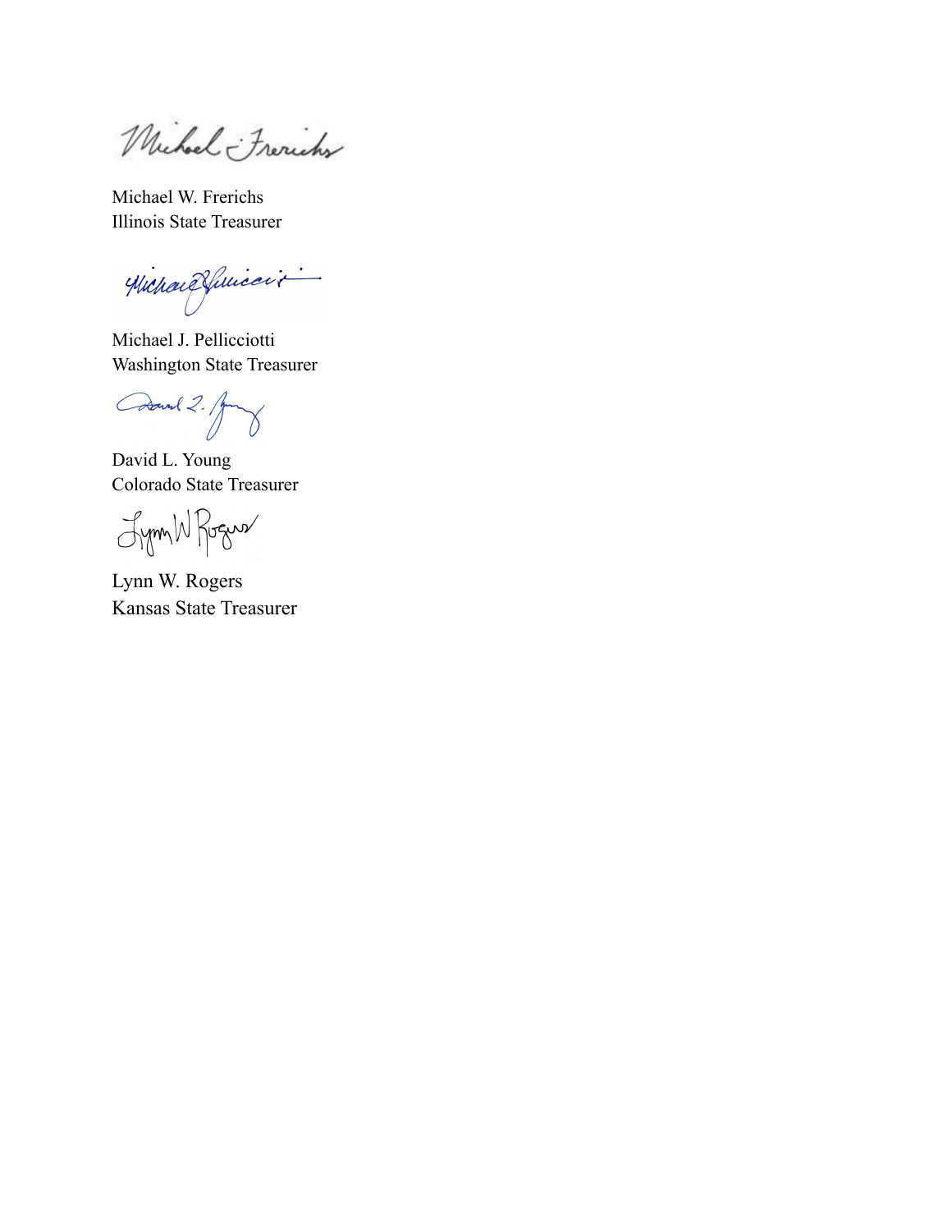Michael W. Frerichs
Illinois State Treasurer

Michael J. Pellicciotti
Washington State Treasurer

David L. Young
Colorado State Treasurer

Lynn W. Rogers
Kansas State Treasurer